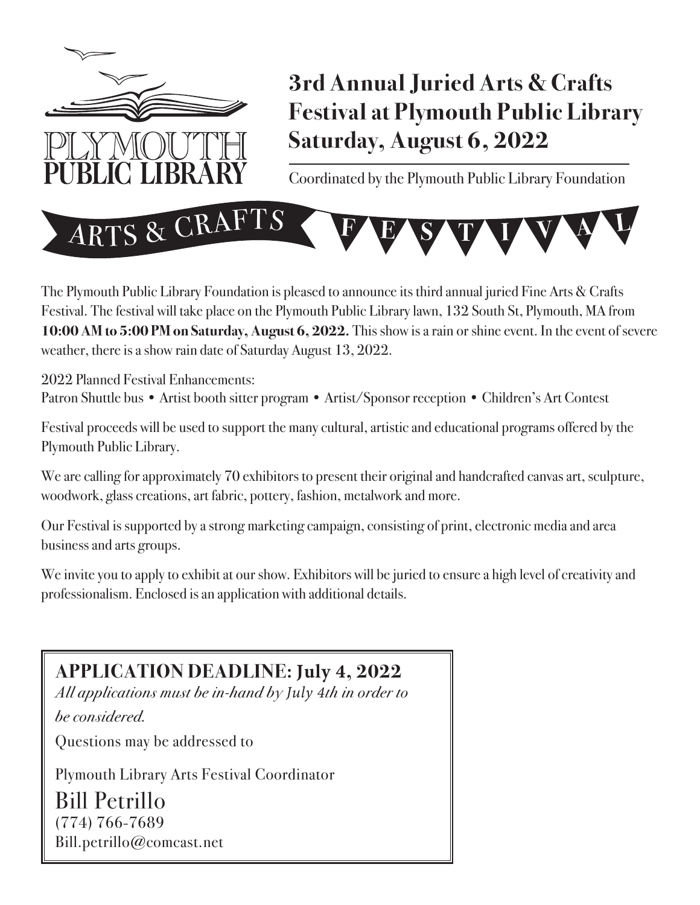PLYMOUTH PUBLIC LIBRARY

# 3rd Annual Juried Arts & Crafts Festival at Plymouth Public Library Saturday, August 6, 2022

Coordinated by the Plymouth Public Library Foundation

ARTS & CRAFTS FESTIVAL

The Plymouth Public Library Foundation is pleased to announce its third annual juried Fine Arts & Crafts Festival. The festival will take place on the Plymouth Public Library lawn, 132 South St, Plymouth, MA from **10:00 AM to 5:00 PM on Saturday, August 6, 2022.** This show is a rain or shine event. In the event of severe weather, there is a show rain date of Saturday August 13, 2022.

2022 Planned Festival Enhancements:
Patron Shuttle bus • Artist booth sitter program • Artist/Sponsor reception • Children's Art Contest

Festival proceeds will be used to support the many cultural, artistic and educational programs offered by the Plymouth Public Library.

We are calling for approximately 70 exhibitors to present their original and handcrafted canvas art, sculpture, woodwork, glass creations, art fabric, pottery, fashion, metalwork and more.

Our Festival is supported by a strong marketing campaign, consisting of print, electronic media and area business and arts groups.

We invite you to apply to exhibit at our show. Exhibitors will be juried to ensure a high level of creativity and professionalism. Enclosed is an application with additional details.

## APPLICATION DEADLINE: July 4, 2022

*All applications must be in-hand by July 4th in order to be considered.*

Questions may be addressed to

Plymouth Library Arts Festival Coordinator

Bill Petrillo
(774) 766-7689
Bill.petrillo@comcast.net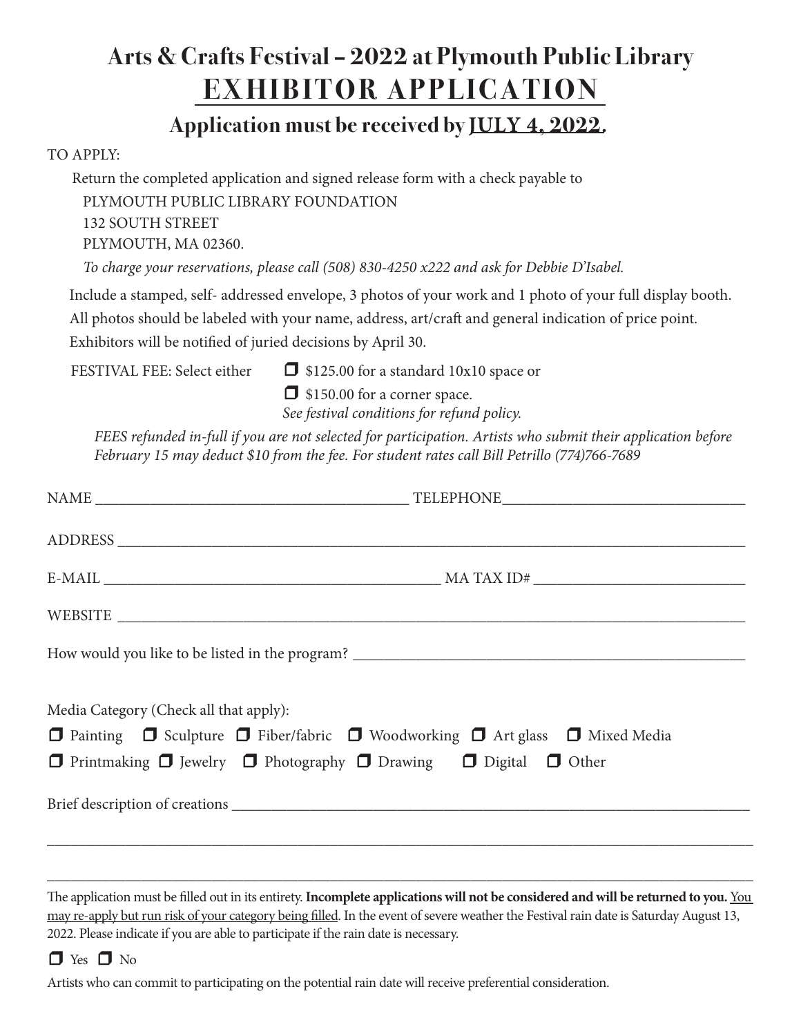# Arts & Crafts Festival – 2022 at Plymouth Public Library

## EXHIBITOR APPLICATION

### Application must be received by JULY 4, 2022.

TO APPLY:

Return the completed application and signed release form with a check payable to

PLYMOUTH PUBLIC LIBRARY FOUNDATION
132 SOUTH STREET
PLYMOUTH, MA 02360.

*To charge your reservations, please call (508) 830-4250 x222 and ask for Debbie D'Isabel.*

Include a stamped, self- addressed envelope, 3 photos of your work and 1 photo of your full display booth.
All photos should be labeled with your name, address, art/craft and general indication of price point.
Exhibitors will be notified of juried decisions by April 30.

FESTIVAL FEE: Select either

- ☐ $125.00 for a standard 10x10 space or
- ☐ $150.00 for a corner space.

*See festival conditions for refund policy.*

*FEES refunded in-full if you are not selected for participation. Artists who submit their application before February 15 may deduct $10 from the fee. For student rates call Bill Petrillo (774)766-7689*

NAME ________________________________________ TELEPHONE________________________________

ADDRESS ________________________________________________________________________________

E-MAIL ____________________________________________ MA TAX ID# ___________________________

WEBSITE ________________________________________________________________________________

How would you like to be listed in the program? _____________________________________________

Media Category (Check all that apply):

☐ Painting ☐ Sculpture ☐ Fiber/fabric ☐ Woodworking ☐ Art glass ☐ Mixed Media
☐ Printmaking ☐ Jewelry ☐ Photography ☐ Drawing ☐ Digital ☐ Other

Brief description of creations ____________________________________________________________

________________________________________________________________________________________

________________________________________________________________________________________

The application must be filled out in its entirety. **Incomplete applications will not be considered and will be returned to you.** You may re-apply but run risk of your category being filled. In the event of severe weather the Festival rain date is Saturday August 13, 2022. Please indicate if you are able to participate if the rain date is necessary.

☐ Yes ☐ No

Artists who can commit to participating on the potential rain date will receive preferential consideration.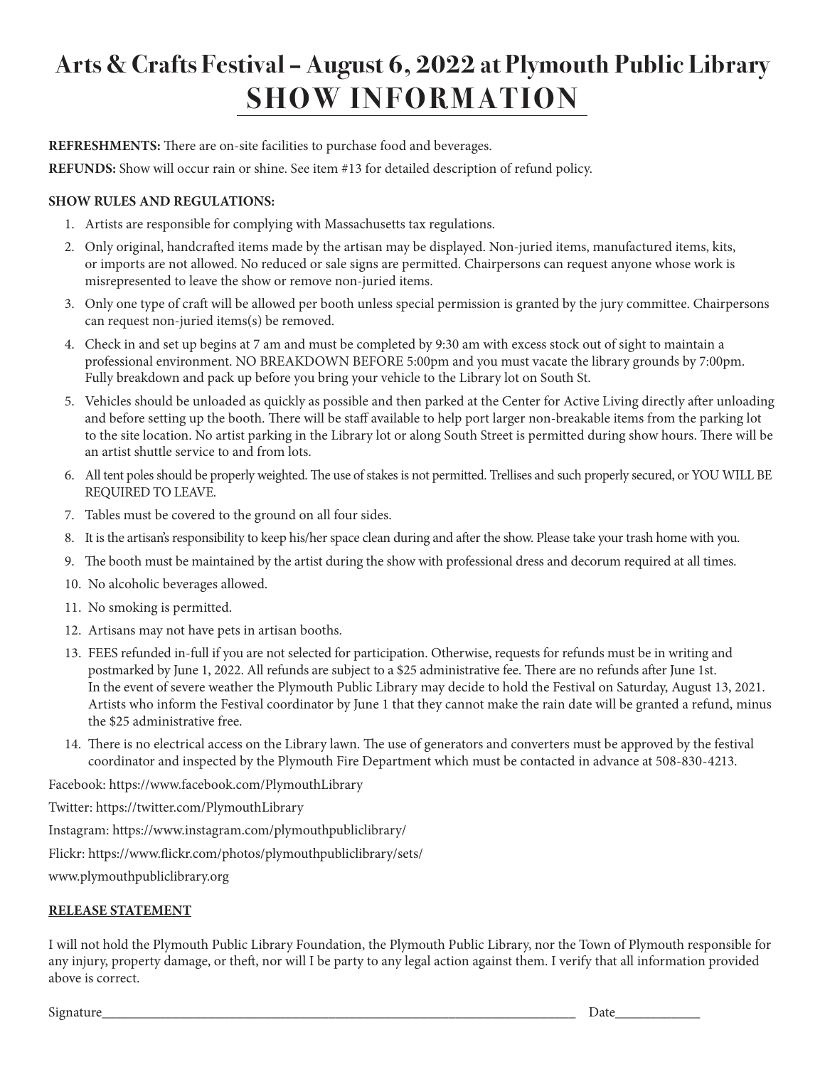# Arts & Crafts Festival – August 6, 2022 at Plymouth Public Library

## SHOW INFORMATION

**REFRESHMENTS:** There are on-site facilities to purchase food and beverages.

**REFUNDS:** Show will occur rain or shine. See item #13 for detailed description of refund policy.

**SHOW RULES AND REGULATIONS:**

1. Artists are responsible for complying with Massachusetts tax regulations.
2. Only original, handcrafted items made by the artisan may be displayed. Non-juried items, manufactured items, kits, or imports are not allowed. No reduced or sale signs are permitted. Chairpersons can request anyone whose work is misrepresented to leave the show or remove non-juried items.
3. Only one type of craft will be allowed per booth unless special permission is granted by the jury committee. Chairpersons can request non-juried items(s) be removed.
4. Check in and set up begins at 7 am and must be completed by 9:30 am with excess stock out of sight to maintain a professional environment. NO BREAKDOWN BEFORE 5:00pm and you must vacate the library grounds by 7:00pm. Fully breakdown and pack up before you bring your vehicle to the Library lot on South St.
5. Vehicles should be unloaded as quickly as possible and then parked at the Center for Active Living directly after unloading and before setting up the booth. There will be staff available to help port larger non-breakable items from the parking lot to the site location. No artist parking in the Library lot or along South Street is permitted during show hours. There will be an artist shuttle service to and from lots.
6. All tent poles should be properly weighted. The use of stakes is not permitted. Trellises and such properly secured, or YOU WILL BE REQUIRED TO LEAVE.
7. Tables must be covered to the ground on all four sides.
8. It is the artisan's responsibility to keep his/her space clean during and after the show. Please take your trash home with you.
9. The booth must be maintained by the artist during the show with professional dress and decorum required at all times.
10. No alcoholic beverages allowed.
11. No smoking is permitted.
12. Artisans may not have pets in artisan booths.
13. FEES refunded in-full if you are not selected for participation. Otherwise, requests for refunds must be in writing and postmarked by June 1, 2022. All refunds are subject to a $25 administrative fee. There are no refunds after June 1st. In the event of severe weather the Plymouth Public Library may decide to hold the Festival on Saturday, August 13, 2021. Artists who inform the Festival coordinator by June 1 that they cannot make the rain date will be granted a refund, minus the $25 administrative free.
14. There is no electrical access on the Library lawn. The use of generators and converters must be approved by the festival coordinator and inspected by the Plymouth Fire Department which must be contacted in advance at 508-830-4213.

Facebook: https://www.facebook.com/PlymouthLibrary

Twitter: https://twitter.com/PlymouthLibrary

Instagram: https://www.instagram.com/plymouthpubliclibrary/

Flickr: https://www.flickr.com/photos/plymouthpubliclibrary/sets/

www.plymouthpubliclibrary.org

**RELEASE STATEMENT**

I will not hold the Plymouth Public Library Foundation, the Plymouth Public Library, nor the Town of Plymouth responsible for any injury, property damage, or theft, nor will I be party to any legal action against them. I verify that all information provided above is correct.

Signature_______________________________________________ Date____________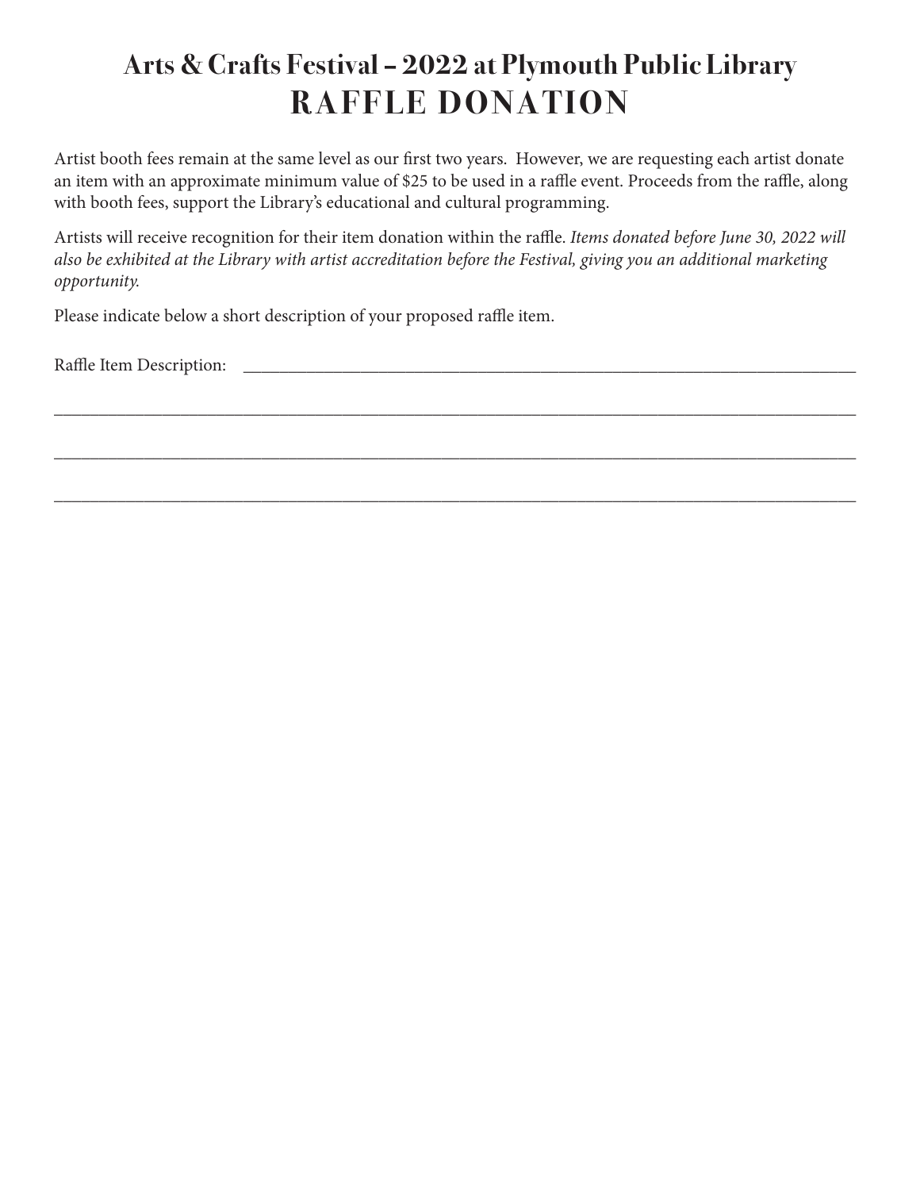# Arts & Crafts Festival – 2022 at Plymouth Public Library

## RAFFLE DONATION

Artist booth fees remain at the same level as our first two years. However, we are requesting each artist donate an item with an approximate minimum value of $25 to be used in a raffle event. Proceeds from the raffle, along with booth fees, support the Library's educational and cultural programming.

Artists will receive recognition for their item donation within the raffle. *Items donated before June 30, 2022 will also be exhibited at the Library with artist accreditation before the Festival, giving you an additional marketing opportunity.*

Please indicate below a short description of your proposed raffle item.

Raffle Item Description: ______________________________________________________________

______________________________________________________________________________

______________________________________________________________________________

______________________________________________________________________________